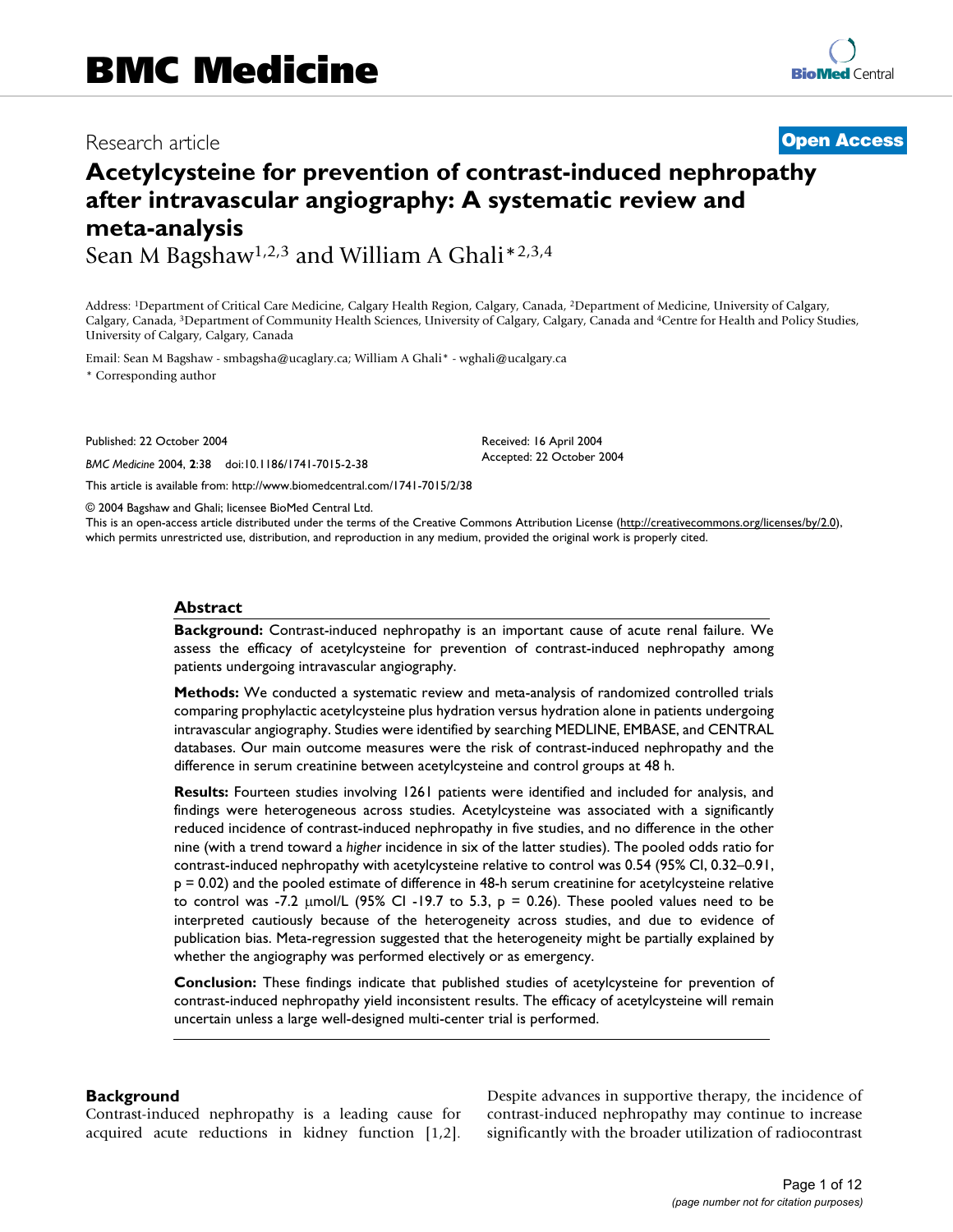# BMC Medicine

Research article

**Open Access**

# Acetylcysteine for prevention of contrast-induced nephropathy after intravascular angiography: A systematic review and meta-analysis

Sean M Bagshaw[1,2,3] and William A Ghali*[2,3,4]

Address: [1]Department of Critical Care Medicine, Calgary Health Region, Calgary, Canada, [2]Department of Medicine, University of Calgary, Calgary, Canada, [3]Department of Community Health Sciences, University of Calgary, Calgary, Canada and [4]Centre for Health and Policy Studies, University of Calgary, Calgary, Canada

Email: Sean M Bagshaw - smbagsha@ucaglary.ca; William A Ghali* - wghali@ucalgary.ca

* Corresponding author

Published: 22 October 2004

*BMC Medicine* 2004, **2**:38 doi:10.1186/1741-7015-2-38

Received: 16 April 2004
Accepted: 22 October 2004

This article is available from: http://www.biomedcentral.com/1741-7015/2/38

© 2004 Bagshaw and Ghali; licensee BioMed Central Ltd.
This is an open-access article distributed under the terms of the Creative Commons Attribution License (http://creativecommons.org/licenses/by/2.0), which permits unrestricted use, distribution, and reproduction in any medium, provided the original work is properly cited.

## Abstract

**Background:** Contrast-induced nephropathy is an important cause of acute renal failure. We assess the efficacy of acetylcysteine for prevention of contrast-induced nephropathy among patients undergoing intravascular angiography.

**Methods:** We conducted a systematic review and meta-analysis of randomized controlled trials comparing prophylactic acetylcysteine plus hydration versus hydration alone in patients undergoing intravascular angiography. Studies were identified by searching MEDLINE, EMBASE, and CENTRAL databases. Our main outcome measures were the risk of contrast-induced nephropathy and the difference in serum creatinine between acetylcysteine and control groups at 48 h.

**Results:** Fourteen studies involving 1261 patients were identified and included for analysis, and findings were heterogeneous across studies. Acetylcysteine was associated with a significantly reduced incidence of contrast-induced nephropathy in five studies, and no difference in the other nine (with a trend toward a *higher* incidence in six of the latter studies). The pooled odds ratio for contrast-induced nephropathy with acetylcysteine relative to control was 0.54 (95% CI, 0.32–0.91, $p = 0.02$) and the pooled estimate of difference in 48-h serum creatinine for acetylcysteine relative to control was -7.2 μmol/L (95% CI -19.7 to 5.3, $p = 0.26$). These pooled values need to be interpreted cautiously because of the heterogeneity across studies, and due to evidence of publication bias. Meta-regression suggested that the heterogeneity might be partially explained by whether the angiography was performed electively or as emergency.

**Conclusion:** These findings indicate that published studies of acetylcysteine for prevention of contrast-induced nephropathy yield inconsistent results. The efficacy of acetylcysteine will remain uncertain unless a large well-designed multi-center trial is performed.

## Background

Contrast-induced nephropathy is a leading cause for acquired acute reductions in kidney function [1,2]. Despite advances in supportive therapy, the incidence of contrast-induced nephropathy may continue to increase significantly with the broader utilization of radiocontrast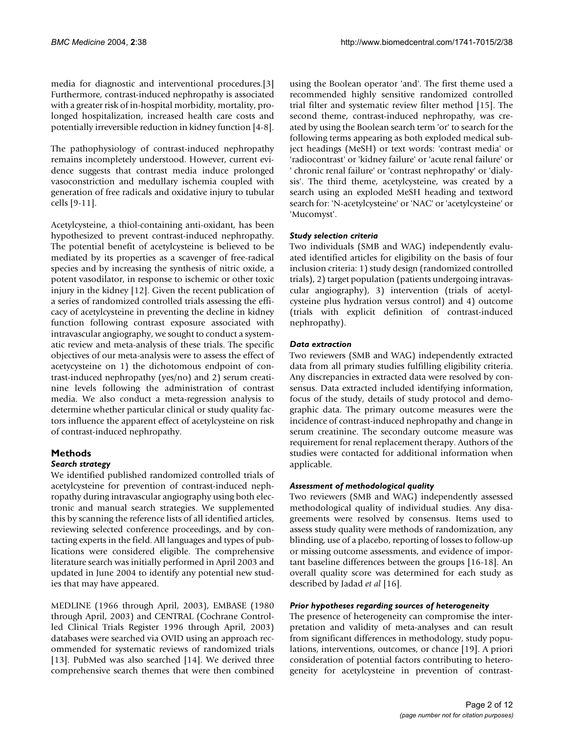media for diagnostic and interventional procedures.[3] Furthermore, contrast-induced nephropathy is associated with a greater risk of in-hospital morbidity, mortality, prolonged hospitalization, increased health care costs and potentially irreversible reduction in kidney function [4-8].

The pathophysiology of contrast-induced nephropathy remains incompletely understood. However, current evidence suggests that contrast media induce prolonged vasoconstriction and medullary ischemia coupled with generation of free radicals and oxidative injury to tubular cells [9-11].

Acetylcysteine, a thiol-containing anti-oxidant, has been hypothesized to prevent contrast-induced nephropathy. The potential benefit of acetylcysteine is believed to be mediated by its properties as a scavenger of free-radical species and by increasing the synthesis of nitric oxide, a potent vasodilator, in response to ischemic or other toxic injury in the kidney [12]. Given the recent publication of a series of randomized controlled trials assessing the efficacy of acetylcysteine in preventing the decline in kidney function following contrast exposure associated with intravascular angiography, we sought to conduct a systematic review and meta-analysis of these trials. The specific objectives of our meta-analysis were to assess the effect of acetycysteine on 1) the dichotomous endpoint of contrast-induced nephropathy (yes/no) and 2) serum creatinine levels following the administration of contrast media. We also conduct a meta-regression analysis to determine whether particular clinical or study quality factors influence the apparent effect of acetylcysteine on risk of contrast-induced nephropathy.

## Methods

### *Search strategy*

We identified published randomized controlled trials of acetylcysteine for prevention of contrast-induced nephropathy during intravascular angiography using both electronic and manual search strategies. We supplemented this by scanning the reference lists of all identified articles, reviewing selected conference proceedings, and by contacting experts in the field. All languages and types of publications were considered eligible. The comprehensive literature search was initially performed in April 2003 and updated in June 2004 to identify any potential new studies that may have appeared.

MEDLINE (1966 through April, 2003), EMBASE (1980 through April, 2003) and CENTRAL (Cochrane Controlled Clinical Trials Register 1996 through April, 2003) databases were searched via OVID using an approach recommended for systematic reviews of randomized trials [13]. PubMed was also searched [14]. We derived three comprehensive search themes that were then combined using the Boolean operator 'and'. The first theme used a recommended highly sensitive randomized controlled trial filter and systematic review filter method [15]. The second theme, contrast-induced nephropathy, was created by using the Boolean search term 'or' to search for the following terms appearing as both exploded medical subject headings (MeSH) or text words: 'contrast media' or 'radiocontrast' or 'kidney failure' or 'acute renal failure' or ' chronic renal failure' or 'contrast nephropathy' or 'dialysis'. The third theme, acetylcysteine, was created by a search using an exploded MeSH heading and textword search for: 'N-acetylcysteine' or 'NAC' or 'acetylcysteine' or 'Mucomyst'.

### *Study selection criteria*

Two individuals (SMB and WAG) independently evaluated identified articles for eligibility on the basis of four inclusion criteria: 1) study design (randomized controlled trials), 2) target population (patients undergoing intravascular angiography), 3) intervention (trials of acetylcysteine plus hydration versus control) and 4) outcome (trials with explicit definition of contrast-induced nephropathy).

### *Data extraction*

Two reviewers (SMB and WAG) independently extracted data from all primary studies fulfilling eligibility criteria. Any discrepancies in extracted data were resolved by consensus. Data extracted included identifying information, focus of the study, details of study protocol and demographic data. The primary outcome measures were the incidence of contrast-induced nephropathy and change in serum creatinine. The secondary outcome measure was requirement for renal replacement therapy. Authors of the studies were contacted for additional information when applicable.

### *Assessment of methodological quality*

Two reviewers (SMB and WAG) independently assessed methodological quality of individual studies. Any disagreements were resolved by consensus. Items used to assess study quality were methods of randomization, any blinding, use of a placebo, reporting of losses to follow-up or missing outcome assessments, and evidence of important baseline differences between the groups [16-18]. An overall quality score was determined for each study as described by Jadad *et al* [16].

### *Prior hypotheses regarding sources of heterogeneity*

The presence of heterogeneity can compromise the interpretation and validity of meta-analyses and can result from significant differences in methodology, study populations, interventions, outcomes, or chance [19]. A priori consideration of potential factors contributing to heterogeneity for acetylcysteine in prevention of contrast-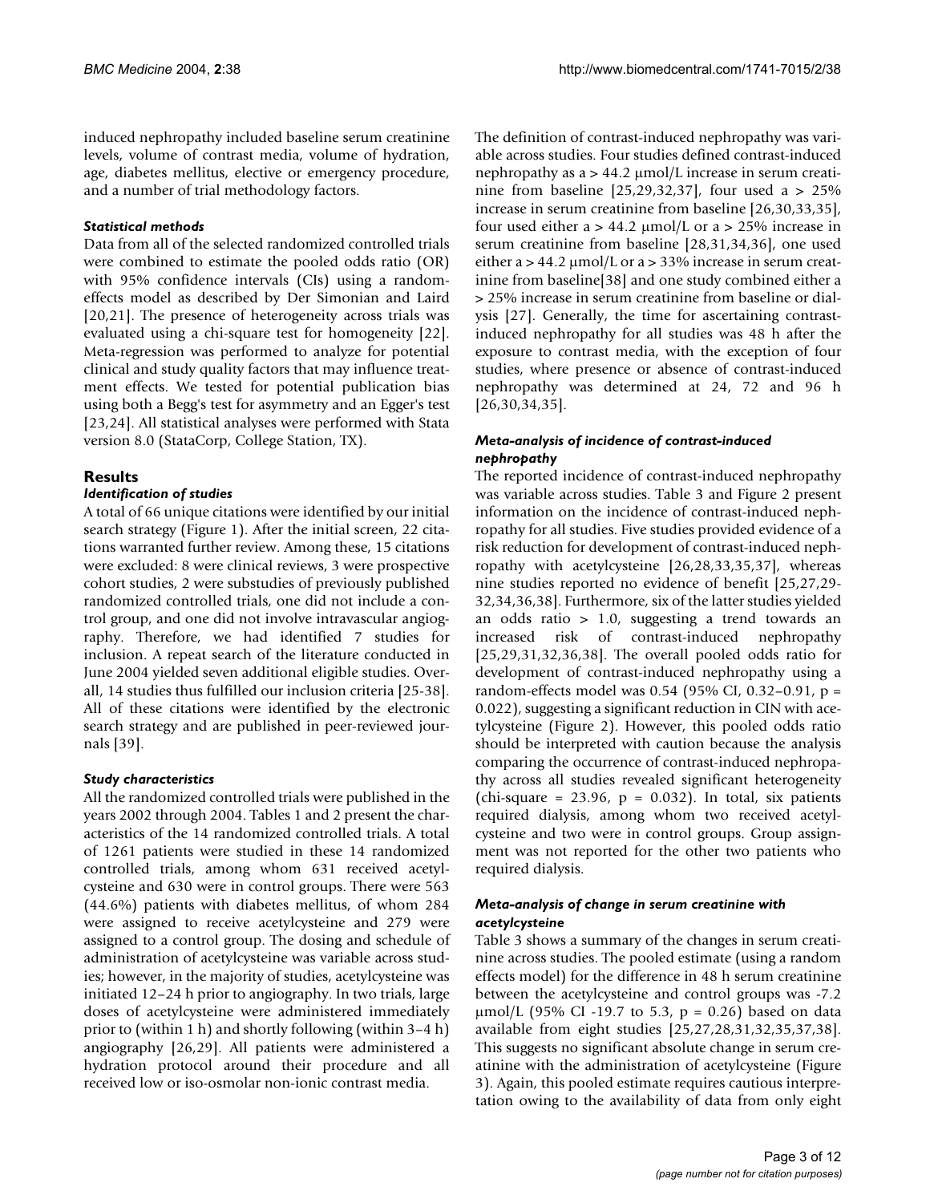induced nephropathy included baseline serum creatinine levels, volume of contrast media, volume of hydration, age, diabetes mellitus, elective or emergency procedure, and a number of trial methodology factors.

### *Statistical methods*

Data from all of the selected randomized controlled trials were combined to estimate the pooled odds ratio (OR) with 95% confidence intervals (CIs) using a random-effects model as described by Der Simonian and Laird [20,21]. The presence of heterogeneity across trials was evaluated using a chi-square test for homogeneity [22]. Meta-regression was performed to analyze for potential clinical and study quality factors that may influence treatment effects. We tested for potential publication bias using both a Begg's test for asymmetry and an Egger's test [23,24]. All statistical analyses were performed with Stata version 8.0 (StataCorp, College Station, TX).

## Results

### *Identification of studies*

A total of 66 unique citations were identified by our initial search strategy (Figure 1). After the initial screen, 22 citations warranted further review. Among these, 15 citations were excluded: 8 were clinical reviews, 3 were prospective cohort studies, 2 were substudies of previously published randomized controlled trials, one did not include a control group, and one did not involve intravascular angiography. Therefore, we had identified 7 studies for inclusion. A repeat search of the literature conducted in June 2004 yielded seven additional eligible studies. Overall, 14 studies thus fulfilled our inclusion criteria [25-38]. All of these citations were identified by the electronic search strategy and are published in peer-reviewed journals [39].

### *Study characteristics*

All the randomized controlled trials were published in the years 2002 through 2004. Tables 1 and 2 present the characteristics of the 14 randomized controlled trials. A total of 1261 patients were studied in these 14 randomized controlled trials, among whom 631 received acetylcysteine and 630 were in control groups. There were 563 (44.6%) patients with diabetes mellitus, of whom 284 were assigned to receive acetylcysteine and 279 were assigned to a control group. The dosing and schedule of administration of acetylcysteine was variable across studies; however, in the majority of studies, acetylcysteine was initiated 12–24 h prior to angiography. In two trials, large doses of acetylcysteine were administered immediately prior to (within 1 h) and shortly following (within 3–4 h) angiography [26,29]. All patients were administered a hydration protocol around their procedure and all received low or iso-osmolar non-ionic contrast media.

The definition of contrast-induced nephropathy was variable across studies. Four studies defined contrast-induced nephropathy as a > 44.2 μmol/L increase in serum creatinine from baseline [25,29,32,37], four used a > 25% increase in serum creatinine from baseline [26,30,33,35], four used either a > 44.2 μmol/L or a > 25% increase in serum creatinine from baseline [28,31,34,36], one used either a > 44.2 μmol/L or a > 33% increase in serum creatinine from baseline[38] and one study combined either a > 25% increase in serum creatinine from baseline or dialysis [27]. Generally, the time for ascertaining contrast-induced nephropathy for all studies was 48 h after the exposure to contrast media, with the exception of four studies, where presence or absence of contrast-induced nephropathy was determined at 24, 72 and 96 h [26,30,34,35].

### *Meta-analysis of incidence of contrast-induced nephropathy*

The reported incidence of contrast-induced nephropathy was variable across studies. Table 3 and Figure 2 present information on the incidence of contrast-induced nephropathy for all studies. Five studies provided evidence of a risk reduction for development of contrast-induced nephropathy with acetylcysteine [26,28,33,35,37], whereas nine studies reported no evidence of benefit [25,27,29-32,34,36,38]. Furthermore, six of the latter studies yielded an odds ratio > 1.0, suggesting a trend towards an increased risk of contrast-induced nephropathy [25,29,31,32,36,38]. The overall pooled odds ratio for development of contrast-induced nephropathy using a random-effects model was 0.54 (95% CI, 0.32–0.91, $p = 0.022$), suggesting a significant reduction in CIN with acetylcysteine (Figure 2). However, this pooled odds ratio should be interpreted with caution because the analysis comparing the occurrence of contrast-induced nephropathy across all studies revealed significant heterogeneity (chi-square = 23.96, $p = 0.032$). In total, six patients required dialysis, among whom two received acetylcysteine and two were in control groups. Group assignment was not reported for the other two patients who required dialysis.

### *Meta-analysis of change in serum creatinine with acetylcysteine*

Table 3 shows a summary of the changes in serum creatinine across studies. The pooled estimate (using a random effects model) for the difference in 48 h serum creatinine between the acetylcysteine and control groups was -7.2 μmol/L (95% CI -19.7 to 5.3, $p = 0.26$) based on data available from eight studies [25,27,28,31,32,35,37,38]. This suggests no significant absolute change in serum creatinine with the administration of acetylcysteine (Figure 3). Again, this pooled estimate requires cautious interpretation owing to the availability of data from only eight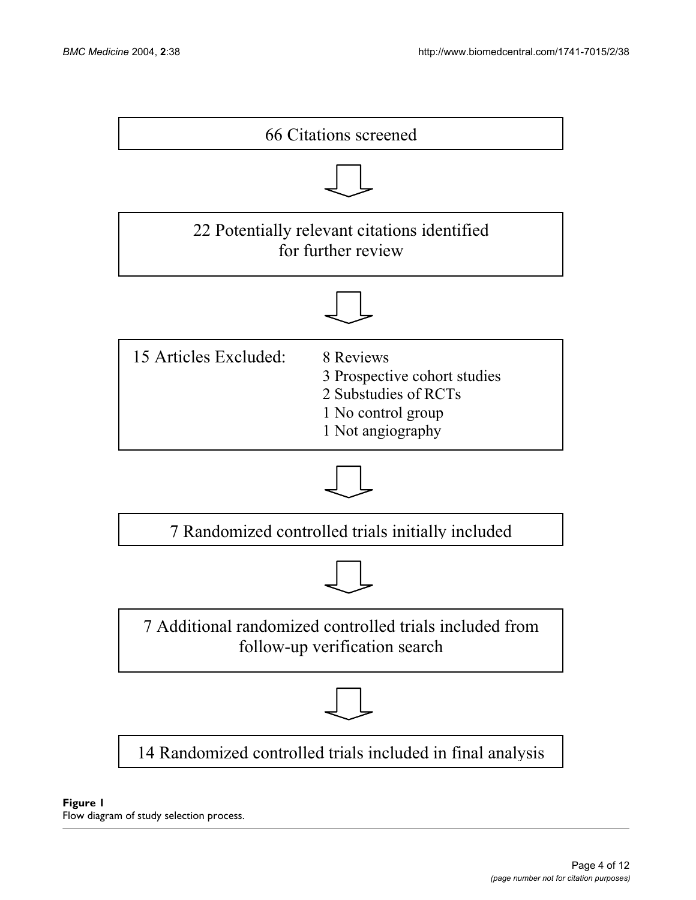66 Citations screened

↓

22 Potentially relevant citations identified for further review

↓

15 Articles Excluded:

- 8 Reviews
- 3 Prospective cohort studies
- 2 Substudies of RCTs
- 1 No control group
- 1 Not angiography

↓

7 Randomized controlled trials initially included

↓

7 Additional randomized controlled trials included from follow-up verification search

↓

14 Randomized controlled trials included in final analysis

**Figure 1**
Flow diagram of study selection process.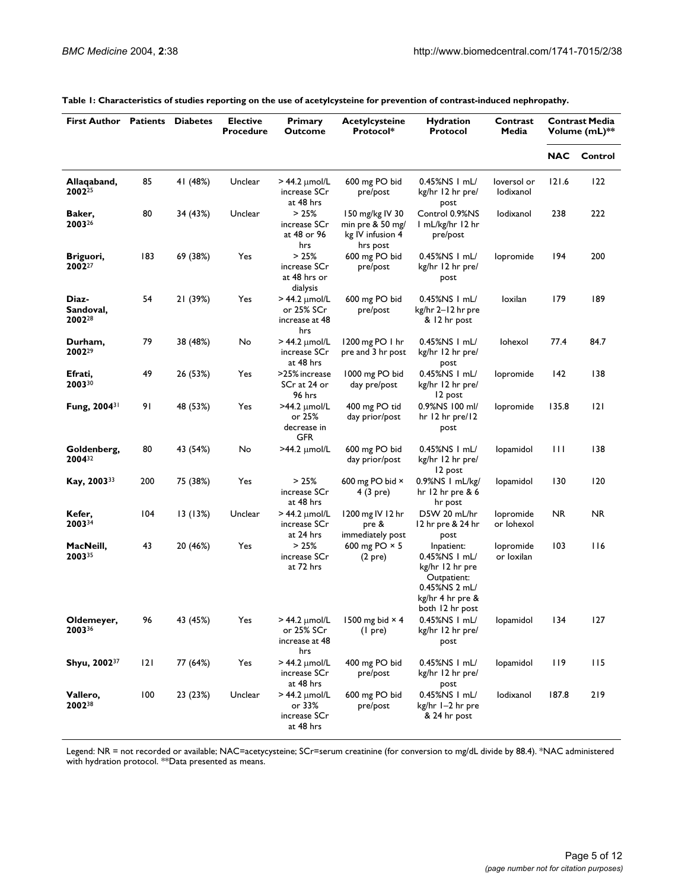**Table 1: Characteristics of studies reporting on the use of acetylcysteine for prevention of contrast-induced nephropathy.**

| First Author | Patients | Diabetes | Elective Procedure | Primary Outcome | Acetylcysteine Protocol* | Hydration Protocol | Contrast Media | Contrast Media Volume (mL)** | |
|---|---|---|---|---|---|---|---|---|---|
| | | | | | | | | NAC | Control |
| Allaqaband, 2002[25] | 85 | 41 (48%) | Unclear | > 44.2 μmol/L increase SCr at 48 hrs | 600 mg PO bid pre/post | 0.45%NS 1 mL/kg/hr 12 hr pre/post | Ioversol or Iodixanol | 121.6 | 122 |
| Baker, 2003[26] | 80 | 34 (43%) | Unclear | > 25% increase SCr at 48 or 96 hrs | 150 mg/kg IV 30 min pre & 50 mg/kg IV infusion 4 hrs post | Control 0.9%NS 1 mL/kg/hr 12 hr pre/post | Iodixanol | 238 | 222 |
| Briguori, 2002[27] | 183 | 69 (38%) | Yes | > 25% increase SCr at 48 hrs or dialysis | 600 mg PO bid pre/post | 0.45%NS 1 mL/kg/hr 12 hr pre/post | Iopromide | 194 | 200 |
| Diaz-Sandoval, 2002[28] | 54 | 21 (39%) | Yes | > 44.2 μmol/L or 25% SCr increase at 48 hrs | 600 mg PO bid pre/post | 0.45%NS 1 mL/kg/hr 2–12 hr pre & 12 hr post | Ioxilan | 179 | 189 |
| Durham, 2002[29] | 79 | 38 (48%) | No | > 44.2 μmol/L increase SCr at 48 hrs | 1200 mg PO 1 hr pre and 3 hr post | 0.45%NS 1 mL/kg/hr 12 hr pre/post | Iohexol | 77.4 | 84.7 |
| Efrati, 2003[30] | 49 | 26 (53%) | Yes | >25% increase SCr at 24 or 96 hrs | 1000 mg PO bid day pre/post | 0.45%NS 1 mL/kg/hr 12 hr pre/12 post | Iopromide | 142 | 138 |
| Fung, 2004[31] | 91 | 48 (53%) | Yes | >44.2 μmol/L or 25% decrease in GFR | 400 mg PO tid day prior/post | 0.9%NS 100 ml/hr 12 hr pre/12 post | Iopromide | 135.8 | 121 |
| Goldenberg, 2004[32] | 80 | 43 (54%) | No | >44.2 μmol/L | 600 mg PO bid day prior/post | 0.45%NS 1 mL/kg/hr 12 hr pre/12 post | Iopamidol | 111 | 138 |
| Kay, 2003[33] | 200 | 75 (38%) | Yes | > 25% increase SCr at 48 hrs | 600 mg PO bid × 4 (3 pre) | 0.9%NS 1 mL/kg/hr 12 hr pre & 6 hr post | Iopamidol | 130 | 120 |
| Kefer, 2003[34] | 104 | 13 (13%) | Unclear | > 44.2 μmol/L increase SCr at 24 hrs | 1200 mg IV 12 hr pre & immediately post | D5W 20 mL/hr 12 hr pre & 24 hr post | Iopromide or Iohexol | NR | NR |
| MacNeill, 2003[35] | 43 | 20 (46%) | Yes | > 25% increase SCr at 72 hrs | 600 mg PO × 5 (2 pre) | Inpatient: 0.45%NS 1 mL/kg/hr 12 hr pre Outpatient: 0.45%NS 2 mL/kg/hr 4 hr pre & both 12 hr post | Iopromide or Ioxilan | 103 | 116 |
| Oldemeyer, 2003[36] | 96 | 43 (45%) | Yes | > 44.2 μmol/L or 25% SCr increase at 48 hrs | 1500 mg bid × 4 (1 pre) | 0.45%NS 1 mL/kg/hr 12 hr pre/post | Iopamidol | 134 | 127 |
| Shyu, 2002[37] | 121 | 77 (64%) | Yes | > 44.2 μmol/L increase SCr at 48 hrs | 400 mg PO bid pre/post | 0.45%NS 1 mL/kg/hr 12 hr pre/post | Iopamidol | 119 | 115 |
| Vallero, 2002[38] | 100 | 23 (23%) | Unclear | > 44.2 μmol/L or 33% increase SCr at 48 hrs | 600 mg PO bid pre/post | 0.45%NS 1 mL/kg/hr 1–2 hr pre & 24 hr post | Iodixanol | 187.8 | 219 |

Legend: NR = not recorded or available; NAC=acetycysteine; SCr=serum creatinine (for conversion to mg/dL divide by 88.4). *NAC administered with hydration protocol. **Data presented as means.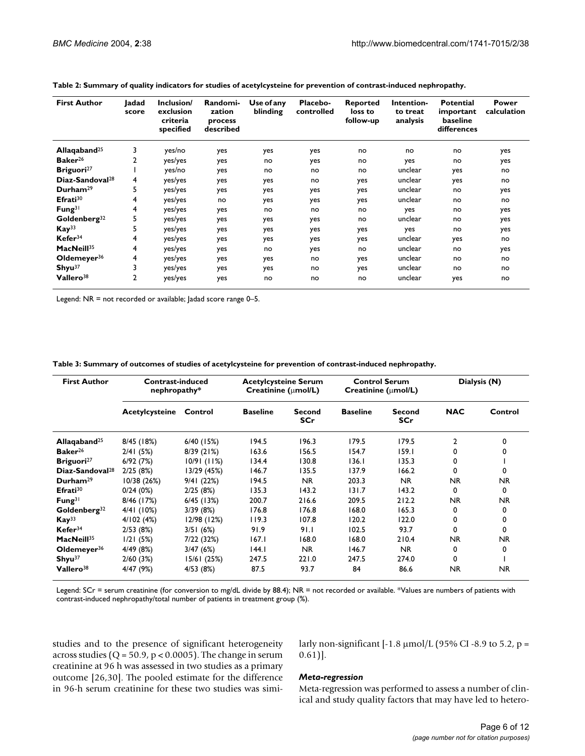**Table 2: Summary of quality indicators for studies of acetylcysteine for prevention of contrast-induced nephropathy.**

| First Author | Jadad score | Inclusion/ exclusion criteria specified | Randomi-zation process described | Use of any blinding | Placebo-controlled | Reported loss to follow-up | Intention-to treat analysis | Potential important baseline differences | Power calculation |
|---|---|---|---|---|---|---|---|---|---|
| **Allaqaband**[25] | 3 | yes/no | yes | yes | yes | no | no | no | yes |
| **Baker**[26] | 2 | yes/yes | yes | no | yes | no | yes | no | yes |
| **Briguori**[27] | 1 | yes/no | yes | no | no | no | unclear | yes | no |
| **Diaz-Sandoval**[28] | 4 | yes/yes | yes | yes | no | yes | unclear | yes | no |
| **Durham**[29] | 5 | yes/yes | yes | yes | yes | yes | unclear | no | yes |
| **Efrati**[30] | 4 | yes/yes | no | yes | yes | yes | unclear | no | no |
| **Fung**[31] | 4 | yes/yes | yes | no | no | no | yes | no | yes |
| **Goldenberg**[32] | 5 | yes/yes | yes | yes | yes | no | unclear | no | yes |
| **Kay**[33] | 5 | yes/yes | yes | yes | yes | yes | yes | no | yes |
| **Kefer**[34] | 4 | yes/yes | yes | yes | yes | yes | unclear | yes | no |
| **MacNeill**[35] | 4 | yes/yes | yes | no | yes | no | unclear | no | yes |
| **Oldemeyer**[36] | 4 | yes/yes | yes | yes | no | yes | unclear | no | no |
| **Shyu**[37] | 3 | yes/yes | yes | yes | no | yes | unclear | no | no |
| **Vallero**[38] | 2 | yes/yes | yes | no | no | no | unclear | yes | no |

Legend: NR = not recorded or available; Jadad score range 0–5.

**Table 3: Summary of outcomes of studies of acetylcysteine for prevention of contrast-induced nephropathy.**

| First Author | Contrast-induced nephropathy* | | Acetylcysteine Serum Creatinine (μmol/L) | | Control Serum Creatinine (μmol/L) | | Dialysis (N) | |
|---|---|---|---|---|---|---|---|---|
| | Acetylcysteine | Control | Baseline | Second SCr | Baseline | Second SCr | NAC | Control |
| **Allaqaband**[25] | 8/45 (18%) | 6/40 (15%) | 194.5 | 196.3 | 179.5 | 179.5 | 2 | 0 |
| **Baker**[26] | 2/41 (5%) | 8/39 (21%) | 163.6 | 156.5 | 154.7 | 159.1 | 0 | 0 |
| **Briguori**[27] | 6/92 (7%) | 10/91 (11%) | 134.4 | 130.8 | 136.1 | 135.3 | 0 | 1 |
| **Diaz-Sandoval**[28] | 2/25 (8%) | 13/29 (45%) | 146.7 | 135.5 | 137.9 | 166.2 | 0 | 0 |
| **Durham**[29] | 10/38 (26%) | 9/41 (22%) | 194.5 | NR | 203.3 | NR | NR | NR |
| **Efrati**[30] | 0/24 (0%) | 2/25 (8%) | 135.3 | 143.2 | 131.7 | 143.2 | 0 | 0 |
| **Fung**[31] | 8/46 (17%) | 6/45 (13%) | 200.7 | 216.6 | 209.5 | 212.2 | NR | NR |
| **Goldenberg**[32] | 4/41 (10%) | 3/39 (8%) | 176.8 | 176.8 | 168.0 | 165.3 | 0 | 0 |
| **Kay**[33] | 4/102 (4%) | 12/98 (12%) | 119.3 | 107.8 | 120.2 | 122.0 | 0 | 0 |
| **Kefer**[34] | 2/53 (8%) | 3/51 (6%) | 91.9 | 91.1 | 102.5 | 93.7 | 0 | 0 |
| **MacNeill**[35] | 1/21 (5%) | 7/22 (32%) | 167.1 | 168.0 | 168.0 | 210.4 | NR | NR |
| **Oldemeyer**[36] | 4/49 (8%) | 3/47 (6%) | 144.1 | NR | 146.7 | NR | 0 | 0 |
| **Shyu**[37] | 2/60 (3%) | 15/61 (25%) | 247.5 | 221.0 | 247.5 | 274.0 | 0 | 1 |
| **Vallero**[38] | 4/47 (9%) | 4/53 (8%) | 87.5 | 93.7 | 84 | 86.6 | NR | NR |

Legend: SCr = serum creatinine (for conversion to mg/dL divide by 88.4); NR = not recorded or available. *Values are numbers of patients with contrast-induced nephropathy/total number of patients in treatment group (%).

studies and to the presence of significant heterogeneity across studies ($Q = 50.9$, $p < 0.0005$). The change in serum creatinine at 96 h was assessed in two studies as a primary outcome [26,30]. The pooled estimate for the difference in 96-h serum creatinine for these two studies was similarly non-significant [-1.8 μmol/L (95% CI -8.9 to 5.2, $p = 0.61$)].

### *Meta-regression*

Meta-regression was performed to assess a number of clinical and study quality factors that may have led to hetero-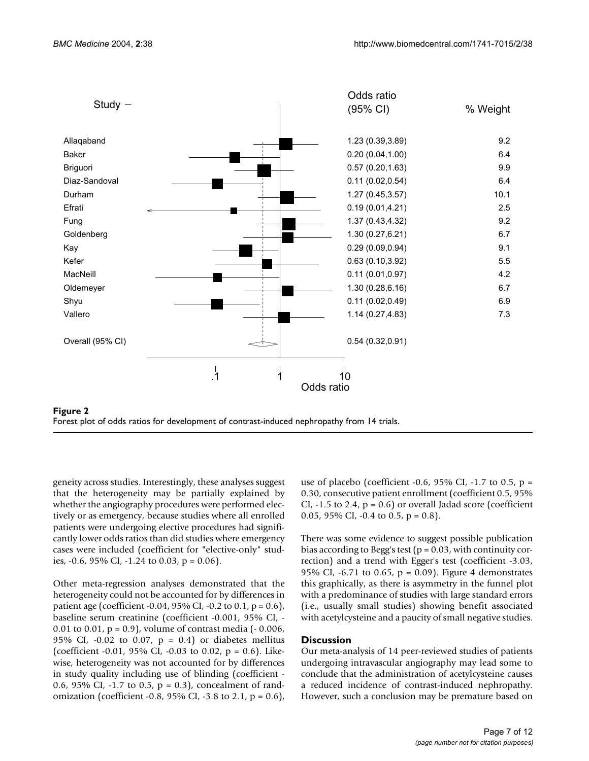| Study | Odds ratio (95% CI) | % Weight |
|---|---|---|
| Allaqaband | 1.23 (0.39,3.89) | 9.2 |
| Baker | 0.20 (0.04,1.00) | 6.4 |
| Briguori | 0.57 (0.20,1.63) | 9.9 |
| Diaz-Sandoval | 0.11 (0.02,0.54) | 6.4 |
| Durham | 1.27 (0.45,3.57) | 10.1 |
| Efrati | 0.19 (0.01,4.21) | 2.5 |
| Fung | 1.37 (0.43,4.32) | 9.2 |
| Goldenberg | 1.30 (0.27,6.21) | 6.7 |
| Kay | 0.29 (0.09,0.94) | 9.1 |
| Kefer | 0.63 (0.10,3.92) | 5.5 |
| MacNeill | 0.11 (0.01,0.97) | 4.2 |
| Oldemeyer | 1.30 (0.28,6.16) | 6.7 |
| Shyu | 0.11 (0.02,0.49) | 6.9 |
| Vallero | 1.14 (0.27,4.83) | 7.3 |
| Overall (95% CI) | 0.54 (0.32,0.91) | |

**Figure 2**
Forest plot of odds ratios for development of contrast-induced nephropathy from 14 trials.

geneity across studies. Interestingly, these analyses suggest that the heterogeneity may be partially explained by whether the angiography procedures were performed electively or as emergency, because studies where all enrolled patients were undergoing elective procedures had significantly lower odds ratios than did studies where emergency cases were included (coefficient for "elective-only" studies, -0.6, 95% CI, -1.24 to 0.03, p = 0.06).

Other meta-regression analyses demonstrated that the heterogeneity could not be accounted for by differences in patient age (coefficient -0.04, 95% CI, -0.2 to 0.1, p = 0.6), baseline serum creatinine (coefficient -0.001, 95% CI, -0.01 to 0.01, p = 0.9), volume of contrast media (- 0.006, 95% CI, -0.02 to 0.07, p = 0.4) or diabetes mellitus (coefficient -0.01, 95% CI, -0.03 to 0.02, p = 0.6). Likewise, heterogeneity was not accounted for by differences in study quality including use of blinding (coefficient -0.6, 95% CI, -1.7 to 0.5, p = 0.3), concealment of randomization (coefficient -0.8, 95% CI, -3.8 to 2.1, p = 0.6), use of placebo (coefficient -0.6, 95% CI, -1.7 to 0.5, p = 0.30, consecutive patient enrollment (coefficient 0.5, 95% CI, -1.5 to 2.4, p = 0.6) or overall Jadad score (coefficient 0.05, 95% CI, -0.4 to 0.5, p = 0.8).

There was some evidence to suggest possible publication bias according to Begg's test (p = 0.03, with continuity correction) and a trend with Egger's test (coefficient -3.03, 95% CI, -6.71 to 0.65, p = 0.09). Figure 4 demonstrates this graphically, as there is asymmetry in the funnel plot with a predominance of studies with large standard errors (i.e., usually small studies) showing benefit associated with acetylcysteine and a paucity of small negative studies.

## Discussion

Our meta-analysis of 14 peer-reviewed studies of patients undergoing intravascular angiography may lead some to conclude that the administration of acetylcysteine causes a reduced incidence of contrast-induced nephropathy. However, such a conclusion may be premature based on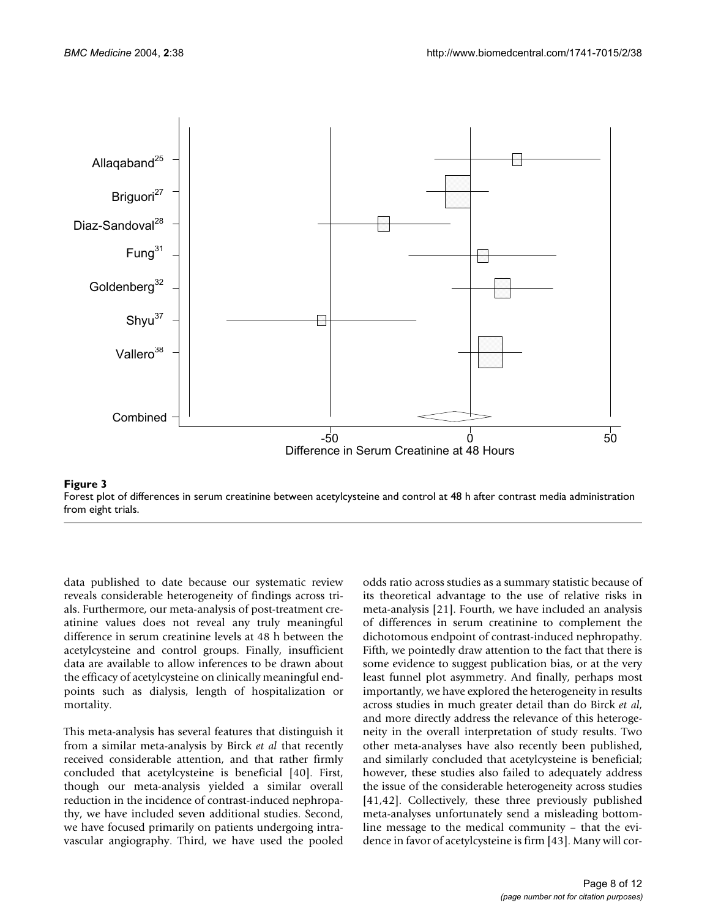**Figure 3**

Forest plot of differences in serum creatinine between acetylcysteine and control at 48 h after contrast media administration from eight trials.

data published to date because our systematic review reveals considerable heterogeneity of findings across trials. Furthermore, our meta-analysis of post-treatment creatinine values does not reveal any truly meaningful difference in serum creatinine levels at 48 h between the acetylcysteine and control groups. Finally, insufficient data are available to allow inferences to be drawn about the efficacy of acetylcysteine on clinically meaningful endpoints such as dialysis, length of hospitalization or mortality.

This meta-analysis has several features that distinguish it from a similar meta-analysis by Birck *et al* that recently received considerable attention, and that rather firmly concluded that acetylcysteine is beneficial [40]. First, though our meta-analysis yielded a similar overall reduction in the incidence of contrast-induced nephropathy, we have included seven additional studies. Second, we have focused primarily on patients undergoing intravascular angiography. Third, we have used the pooled odds ratio across studies as a summary statistic because of its theoretical advantage to the use of relative risks in meta-analysis [21]. Fourth, we have included an analysis of differences in serum creatinine to complement the dichotomous endpoint of contrast-induced nephropathy. Fifth, we pointedly draw attention to the fact that there is some evidence to suggest publication bias, or at the very least funnel plot asymmetry. And finally, perhaps most importantly, we have explored the heterogeneity in results across studies in much greater detail than do Birck *et al*, and more directly address the relevance of this heterogeneity in the overall interpretation of study results. Two other meta-analyses have also recently been published, and similarly concluded that acetylcysteine is beneficial; however, these studies also failed to adequately address the issue of the considerable heterogeneity across studies [41,42]. Collectively, these three previously published meta-analyses unfortunately send a misleading bottom-line message to the medical community – that the evidence in favor of acetylcysteine is firm [43]. Many will cor-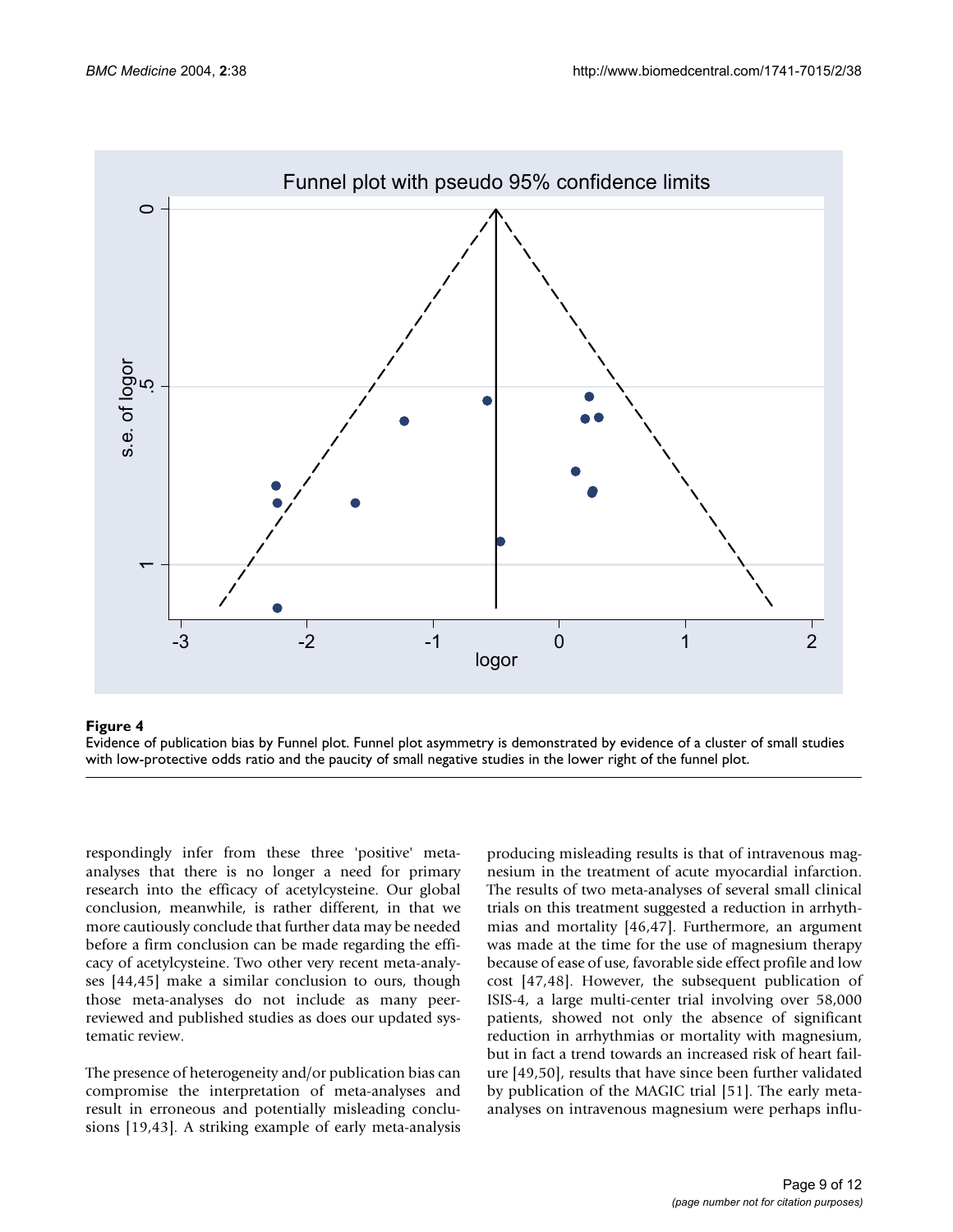**Figure 4**

Evidence of publication bias by Funnel plot. Funnel plot asymmetry is demonstrated by evidence of a cluster of small studies with low-protective odds ratio and the paucity of small negative studies in the lower right of the funnel plot.

respondingly infer from these three 'positive' meta-analyses that there is no longer a need for primary research into the efficacy of acetylcysteine. Our global conclusion, meanwhile, is rather different, in that we more cautiously conclude that further data may be needed before a firm conclusion can be made regarding the efficacy of acetylcysteine. Two other very recent meta-analyses [44,45] make a similar conclusion to ours, though those meta-analyses do not include as many peer-reviewed and published studies as does our updated systematic review.

The presence of heterogeneity and/or publication bias can compromise the interpretation of meta-analyses and result in erroneous and potentially misleading conclusions [19,43]. A striking example of early meta-analysis producing misleading results is that of intravenous magnesium in the treatment of acute myocardial infarction. The results of two meta-analyses of several small clinical trials on this treatment suggested a reduction in arrhythmias and mortality [46,47]. Furthermore, an argument was made at the time for the use of magnesium therapy because of ease of use, favorable side effect profile and low cost [47,48]. However, the subsequent publication of ISIS-4, a large multi-center trial involving over 58,000 patients, showed not only the absence of significant reduction in arrhythmias or mortality with magnesium, but in fact a trend towards an increased risk of heart failure [49,50], results that have since been further validated by publication of the MAGIC trial [51]. The early meta-analyses on intravenous magnesium were perhaps influ-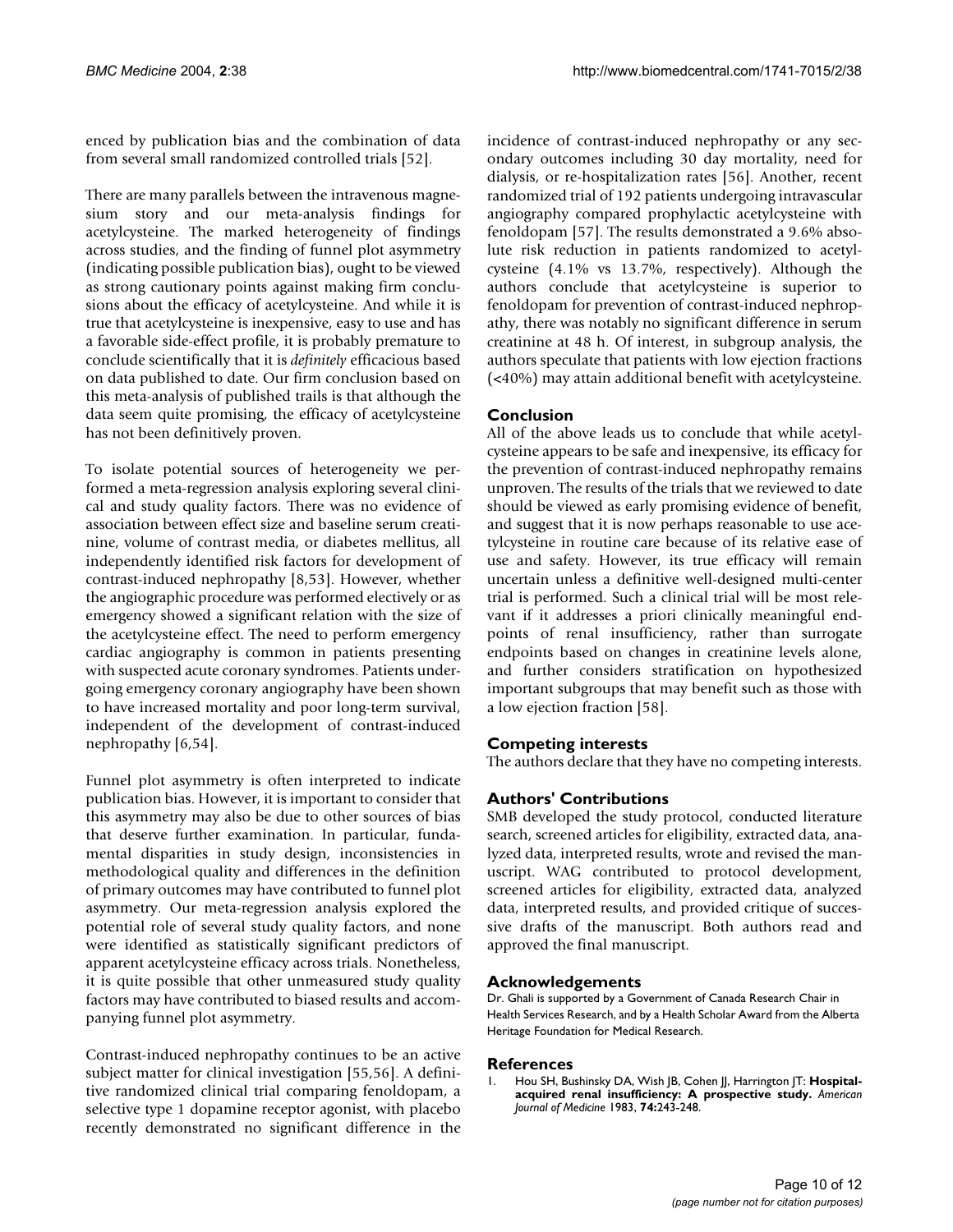enced by publication bias and the combination of data from several small randomized controlled trials [52].

There are many parallels between the intravenous magnesium story and our meta-analysis findings for acetylcysteine. The marked heterogeneity of findings across studies, and the finding of funnel plot asymmetry (indicating possible publication bias), ought to be viewed as strong cautionary points against making firm conclusions about the efficacy of acetylcysteine. And while it is true that acetylcysteine is inexpensive, easy to use and has a favorable side-effect profile, it is probably premature to conclude scientifically that it is *definitely* efficacious based on data published to date. Our firm conclusion based on this meta-analysis of published trails is that although the data seem quite promising, the efficacy of acetylcysteine has not been definitively proven.

To isolate potential sources of heterogeneity we performed a meta-regression analysis exploring several clinical and study quality factors. There was no evidence of association between effect size and baseline serum creatinine, volume of contrast media, or diabetes mellitus, all independently identified risk factors for development of contrast-induced nephropathy [8,53]. However, whether the angiographic procedure was performed electively or as emergency showed a significant relation with the size of the acetylcysteine effect. The need to perform emergency cardiac angiography is common in patients presenting with suspected acute coronary syndromes. Patients undergoing emergency coronary angiography have been shown to have increased mortality and poor long-term survival, independent of the development of contrast-induced nephropathy [6,54].

Funnel plot asymmetry is often interpreted to indicate publication bias. However, it is important to consider that this asymmetry may also be due to other sources of bias that deserve further examination. In particular, fundamental disparities in study design, inconsistencies in methodological quality and differences in the definition of primary outcomes may have contributed to funnel plot asymmetry. Our meta-regression analysis explored the potential role of several study quality factors, and none were identified as statistically significant predictors of apparent acetylcysteine efficacy across trials. Nonetheless, it is quite possible that other unmeasured study quality factors may have contributed to biased results and accompanying funnel plot asymmetry.

Contrast-induced nephropathy continues to be an active subject matter for clinical investigation [55,56]. A definitive randomized clinical trial comparing fenoldopam, a selective type 1 dopamine receptor agonist, with placebo recently demonstrated no significant difference in the incidence of contrast-induced nephropathy or any secondary outcomes including 30 day mortality, need for dialysis, or re-hospitalization rates [56]. Another, recent randomized trial of 192 patients undergoing intravascular angiography compared prophylactic acetylcysteine with fenoldopam [57]. The results demonstrated a 9.6% absolute risk reduction in patients randomized to acetylcysteine (4.1% vs 13.7%, respectively). Although the authors conclude that acetylcysteine is superior to fenoldopam for prevention of contrast-induced nephropathy, there was notably no significant difference in serum creatinine at 48 h. Of interest, in subgroup analysis, the authors speculate that patients with low ejection fractions (<40%) may attain additional benefit with acetylcysteine.

## Conclusion

All of the above leads us to conclude that while acetylcysteine appears to be safe and inexpensive, its efficacy for the prevention of contrast-induced nephropathy remains unproven. The results of the trials that we reviewed to date should be viewed as early promising evidence of benefit, and suggest that it is now perhaps reasonable to use acetylcysteine in routine care because of its relative ease of use and safety. However, its true efficacy will remain uncertain unless a definitive well-designed multi-center trial is performed. Such a clinical trial will be most relevant if it addresses a priori clinically meaningful endpoints of renal insufficiency, rather than surrogate endpoints based on changes in creatinine levels alone, and further considers stratification on hypothesized important subgroups that may benefit such as those with a low ejection fraction [58].

## Competing interests

The authors declare that they have no competing interests.

## Authors' Contributions

SMB developed the study protocol, conducted literature search, screened articles for eligibility, extracted data, analyzed data, interpreted results, wrote and revised the manuscript. WAG contributed to protocol development, screened articles for eligibility, extracted data, analyzed data, interpreted results, and provided critique of successive drafts of the manuscript. Both authors read and approved the final manuscript.

## Acknowledgements

Dr. Ghali is supported by a Government of Canada Research Chair in Health Services Research, and by a Health Scholar Award from the Alberta Heritage Foundation for Medical Research.

## References

1. Hou SH, Bushinsky DA, Wish JB, Cohen JJ, Harrington JT: **Hospital-acquired renal insufficiency: A prospective study.** *American Journal of Medicine* 1983, **74:**243-248.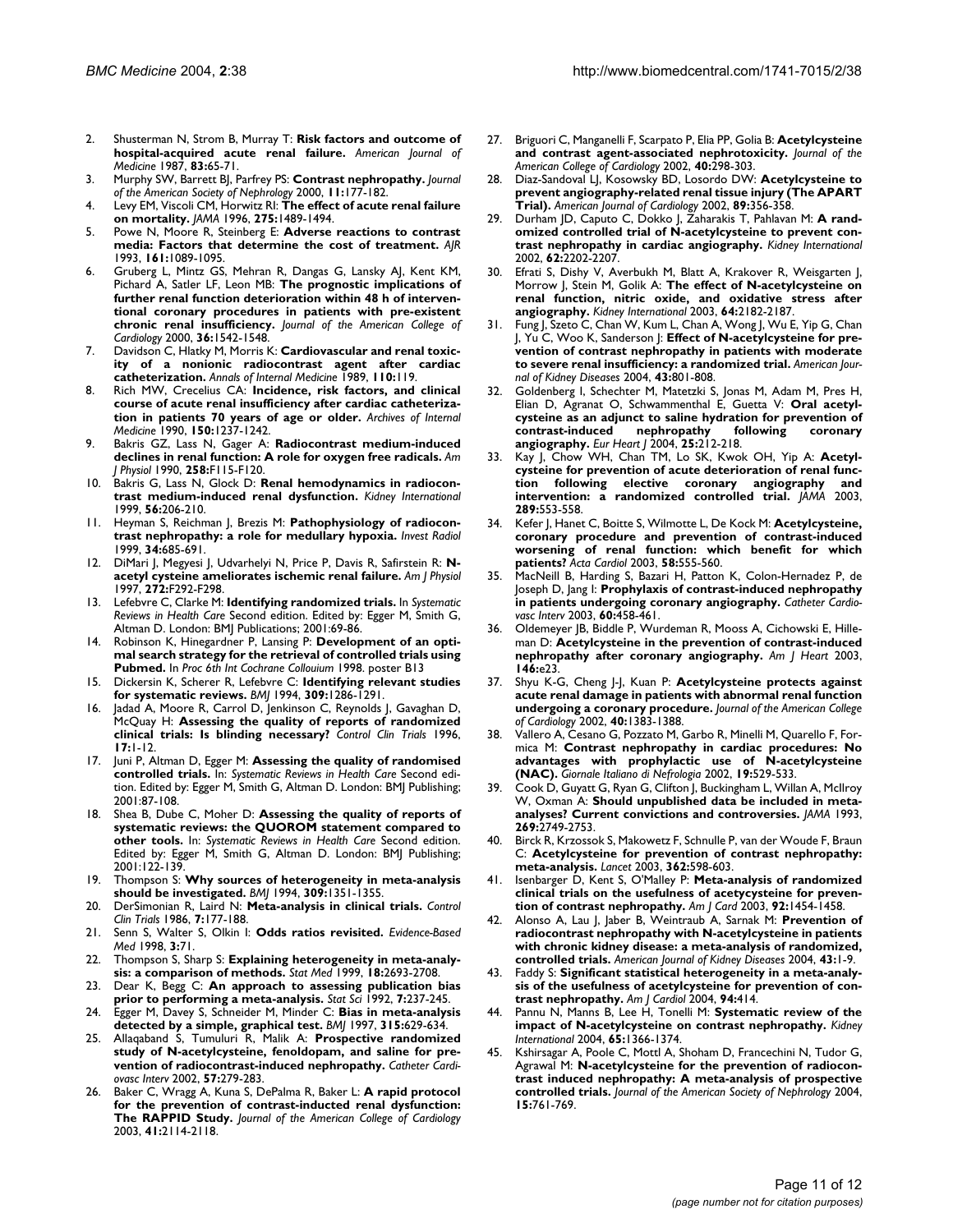2. Shusterman N, Strom B, Murray T: **Risk factors and outcome of hospital-acquired acute renal failure.** *American Journal of Medicine* 1987, **83:**65-71.
3. Murphy SW, Barrett BJ, Parfrey PS: **Contrast nephropathy.** *Journal of the American Society of Nephrology* 2000, **11:**177-182.
4. Levy EM, Viscoli CM, Horwitz RI: **The effect of acute renal failure on mortality.** *JAMA* 1996, **275:**1489-1494.
5. Powe N, Moore R, Steinberg E: **Adverse reactions to contrast media: Factors that determine the cost of treatment.** *AJR* 1993, **161:**1089-1095.
6. Gruberg L, Mintz GS, Mehran R, Dangas G, Lansky AJ, Kent KM, Pichard A, Satler LF, Leon MB: **The prognostic implications of further renal function deterioration within 48 h of interventional coronary procedures in patients with pre-existent chronic renal insufficiency.** *Journal of the American College of Cardiology* 2000, **36:**1542-1548.
7. Davidson C, Hlatky M, Morris K: **Cardiovascular and renal toxicity of a nonionic radiocontrast agent after cardiac catheterization.** *Annals of Internal Medicine* 1989, **110:**119.
8. Rich MW, Crecelius CA: **Incidence, risk factors, and clinical course of acute renal insufficiency after cardiac catheterization in patients 70 years of age or older.** *Archives of Internal Medicine* 1990, **150:**1237-1242.
9. Bakris GZ, Lass N, Gager A: **Radiocontrast medium-induced declines in renal function: A role for oxygen free radicals.** *Am J Physiol* 1990, **258:**F115-F120.
10. Bakris G, Lass N, Glock D: **Renal hemodynamics in radiocontrast medium-induced renal dysfunction.** *Kidney International* 1999, **56:**206-210.
11. Heyman S, Reichman J, Brezis M: **Pathophysiology of radiocontrast nephropathy: a role for medullary hypoxia.** *Invest Radiol* 1999, **34:**685-691.
12. DiMari J, Megyesi J, Udvarhelyi N, Price P, Davis R, Safirstein R: **N-acetyl cysteine ameliorates ischemic renal failure.** *Am J Physiol* 1997, **272:**F292-F298.
13. Lefebvre C, Clarke M: **Identifying randomized trials.** In *Systematic Reviews in Health Care* Second edition. Edited by: Egger M, Smith G, Altman D. London: BMJ Publications; 2001:69-86.
14. Robinson K, Hinegardner P, Lansing P: **Development of an optimal search strategy for the retrieval of controlled trials using Pubmed.** In *Proc 6th Int Cochrane Collouium* 1998. poster B13
15. Dickersin K, Scherer R, Lefebvre C: **Identifying relevant studies for systematic reviews.** *BMJ* 1994, **309:**1286-1291.
16. Jadad A, Moore R, Carrol D, Jenkinson C, Reynolds J, Gavaghan D, McQuay H: **Assessing the quality of reports of randomized clinical trials: Is blinding necessary?** *Control Clin Trials* 1996, **17:**1-12.
17. Juni P, Altman D, Egger M: **Assessing the quality of randomised controlled trials.** In: *Systematic Reviews in Health Care* Second edition. Edited by: Egger M, Smith G, Altman D. London: BMJ Publishing; 2001:87-108.
18. Shea B, Dube C, Moher D: **Assessing the quality of reports of systematic reviews: the QUOROM statement compared to other tools.** In: *Systematic Reviews in Health Care* Second edition. Edited by: Egger M, Smith G, Altman D. London: BMJ Publishing; 2001:122-139.
19. Thompson S: **Why sources of heterogeneity in meta-analysis should be investigated.** *BMJ* 1994, **309:**1351-1355.
20. DerSimonian R, Laird N: **Meta-analysis in clinical trials.** *Control Clin Trials* 1986, **7:**177-188.
21. Senn S, Walter S, Olkin I: **Odds ratios revisited.** *Evidence-Based Med* 1998, **3:**71.
22. Thompson S, Sharp S: **Explaining heterogeneity in meta-analysis: a comparison of methods.** *Stat Med* 1999, **18:**2693-2708.
23. Dear K, Begg C: **An approach to assessing publication bias prior to performing a meta-analysis.** *Stat Sci* 1992, **7:**237-245.
24. Egger M, Davey S, Schneider M, Minder C: **Bias in meta-analysis detected by a simple, graphical test.** *BMJ* 1997, **315:**629-634.
25. Allaqaband S, Tumuluri R, Malik A: **Prospective randomized study of N-acetylcysteine, fenoldopam, and saline for prevention of radiocontrast-induced nephropathy.** *Catheter Cardiovasc Interv* 2002, **57:**279-283.
26. Baker C, Wragg A, Kuna S, DePalma R, Baker L: **A rapid protocol for the prevention of contrast-inducted renal dysfunction: The RAPPID Study.** *Journal of the American College of Cardiology* 2003, **41:**2114-2118.
27. Briguori C, Manganelli F, Scarpato P, Elia PP, Golia B: **Acetylcysteine and contrast agent-associated nephrotoxicity.** *Journal of the American College of Cardiology* 2002, **40:**298-303.
28. Diaz-Sandoval LJ, Kosowsky BD, Losordo DW: **Acetylcysteine to prevent angiography-related renal tissue injury (The APART Trial).** *American Journal of Cardiology* 2002, **89:**356-358.
29. Durham JD, Caputo C, Dokko J, Zaharakis T, Pahlavan M: **A randomized controlled trial of N-acetylcysteine to prevent contrast nephropathy in cardiac angiography.** *Kidney International* 2002, **62:**2202-2207.
30. Efrati S, Dishy V, Averbukh M, Blatt A, Krakover R, Weisgarten J, Morrow J, Stein M, Golik A: **The effect of N-acetylcysteine on renal function, nitric oxide, and oxidative stress after angiography.** *Kidney International* 2003, **64:**2182-2187.
31. Fung J, Szeto C, Chan W, Kum L, Chan A, Wong J, Wu E, Yip G, Chan J, Yu C, Woo K, Sanderson J: **Effect of N-acetylcysteine for prevention of contrast nephropathy in patients with moderate to severe renal insufficiency: a randomized trial.** *American Journal of Kidney Diseases* 2004, **43:**801-808.
32. Goldenberg I, Schechter M, Matetzki S, Jonas M, Adam M, Pres H, Elian D, Agranat O, Schwammenthal E, Guetta V: **Oral acetylcysteine as an adjunct to saline hydration for prevention of contrast-induced nephropathy following coronary angiography.** *Eur Heart J* 2004, **25:**212-218.
33. Kay J, Chow WH, Chan TM, Lo SK, Kwok OH, Yip A: **Acetylcysteine for prevention of acute deterioration of renal function following elective coronary angiography and intervention: a randomized controlled trial.** *JAMA* 2003, **289:**553-558.
34. Kefer J, Hanet C, Boitte S, Wilmotte L, De Kock M: **Acetylcysteine, coronary procedure and prevention of contrast-induced worsening of renal function: which benefit for which patients?** *Acta Cardiol* 2003, **58:**555-560.
35. MacNeill B, Harding S, Bazari H, Patton K, Colon-Hernadez P, de Joseph D, Jang I: **Prophylaxis of contrast-induced nephropathy in patients undergoing coronary angiography.** *Catheter Cardiovasc Interv* 2003, **60:**458-461.
36. Oldemeyer JB, Biddle P, Wurdeman R, Mooss A, Cichowski E, Hilleman D: **Acetylcysteine in the prevention of contrast-induced nephropathy after coronary angiography.** *Am J Heart* 2003, **146:**e23.
37. Shyu K-G, Cheng J-J, Kuan P: **Acetylcysteine protects against acute renal damage in patients with abnormal renal function undergoing a coronary procedure.** *Journal of the American College of Cardiology* 2002, **40:**1383-1388.
38. Vallero A, Cesano G, Pozzato M, Garbo R, Minelli M, Quarello F, Formica M: **Contrast nephropathy in cardiac procedures: No advantages with prophylactic use of N-acetylcysteine (NAC).** *Giornale Italiano di Nefrologia* 2002, **19:**529-533.
39. Cook D, Guyatt G, Ryan G, Clifton J, Buckingham L, Willan A, McIlroy W, Oxman A: **Should unpublished data be included in meta-analyses? Current convictions and controversies.** *JAMA* 1993, **269:**2749-2753.
40. Birck R, Krzossok S, Makowetz F, Schnulle P, van der Woude F, Braun C: **Acetylcysteine for prevention of contrast nephropathy: meta-analysis.** *Lancet* 2003, **362:**598-603.
41. Isenbarger D, Kent S, O'Malley P: **Meta-analysis of randomized clinical trials on the usefulness of acetycysteine for prevention of contrast nephropathy.** *Am J Card* 2003, **92:**1454-1458.
42. Alonso A, Lau J, Jaber B, Weintraub A, Sarnak M: **Prevention of radiocontrast nephropathy with N-acetylcysteine in patients with chronic kidney disease: a meta-analysis of randomized, controlled trials.** *American Journal of Kidney Diseases* 2004, **43:**1-9.
43. Faddy S: **Significant statistical heterogeneity in a meta-analysis of the usefulness of acetylcysteine for prevention of contrast nephropathy.** *Am J Cardiol* 2004, **94:**414.
44. Pannu N, Manns B, Lee H, Tonelli M: **Systematic review of the impact of N-acetylcysteine on contrast nephropathy.** *Kidney International* 2004, **65:**1366-1374.
45. Kshirsagar A, Poole C, Mottl A, Shoham D, Franceschini N, Tudor G, Agrawal M: **N-acetylcysteine for the prevention of radiocontrast induced nephropathy: A meta-analysis of prospective controlled trials.** *Journal of the American Society of Nephrology* 2004, **15:**761-769.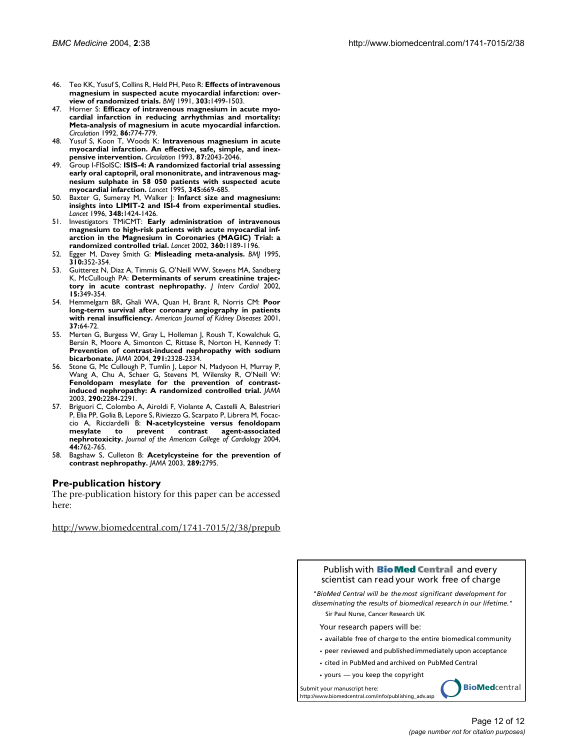46. Teo KK, Yusuf S, Collins R, Held PH, Peto R: **Effects of intravenous magnesium in suspected acute myocardial infarction: overview of randomized trials.** *BMJ* 1991, **303:**1499-1503.
47. Horner S: **Efficacy of intravenous magnesium in acute myocardial infarction in reducing arrhythmias and mortality: Meta-analysis of magnesium in acute myocardial infarction.** *Circulation* 1992, **86:**774-779.
48. Yusuf S, Koon T, Woods K: **Intravenous magnesium in acute myocardial infarction. An effective, safe, simple, and inexpensive intervention.** *Circulation* 1993, **87:**2043-2046.
49. Group I-FISoISC: **ISIS-4: A randomized factorial trial assessing early oral captopril, oral mononitrate, and intravenous magnesium sulphate in 58 050 patients with suspected acute myocardial infarction.** *Lancet* 1995, **345:**669-685.
50. Baxter G, Sumeray M, Walker J: **Infarct size and magnesium: insights into LIMIT-2 and ISI-4 from experimental studies.** *Lancet* 1996, **348:**1424-1426.
51. Investigators TMiCMT: **Early administration of intravenous magnesium to high-risk patients with acute myocardial infarction in the Magnesium in Coronaries (MAGIC) Trial: a randomized controlled trial.** *Lancet* 2002, **360:**1189-1196.
52. Egger M, Davey Smith G: **Misleading meta-analysis.** *BMJ* 1995, **310:**352-354.
53. Guitterez N, Diaz A, Timmis G, O'Neill WW, Stevens MA, Sandberg K, McCullough PA: **Determinants of serum creatinine trajectory in acute contrast nephropathy.** *J Interv Cardiol* 2002, **15:**349-354.
54. Hemmelgarn BR, Ghali WA, Quan H, Brant R, Norris CM: **Poor long-term survival after coronary angiography in patients with renal insufficiency.** *American Journal of Kidney Diseases* 2001, **37:**64-72.
55. Merten G, Burgess W, Gray L, Holleman J, Roush T, Kowalchuk G, Bersin R, Moore A, Simonton C, Rittase R, Norton H, Kennedy T: **Prevention of contrast-induced nephropathy with sodium bicarbonate.** *JAMA* 2004, **291:**2328-2334.
56. Stone G, Mc Cullough P, Tumlin J, Lepor N, Madyoon H, Murray P, Wang A, Chu A, Schaer G, Stevens M, Wilensky R, O'Neill W: **Fenoldopam mesylate for the prevention of contrast-induced nephropathy: A randomized controlled trial.** *JAMA* 2003, **290:**2284-2291.
57. Briguori C, Colombo A, Airoldi F, Violante A, Castelli A, Balestrieri P, Elia PP, Golia B, Lepore S, Riviezzo G, Scarpato P, Librera M, Focaccio A, Ricciardelli B: **N-acetylcysteine versus fenoldopam mesylate to prevent contrast agent-associated nephrotoxicity.** *Journal of the American College of Cardiology* 2004, **44:**762-765.
58. Bagshaw S, Culleton B: **Acetylcysteine for the prevention of contrast nephropathy.** *JAMA* 2003, **289:**2795.

## Pre-publication history

The pre-publication history for this paper can be accessed here:

http://www.biomedcentral.com/1741-7015/2/38/prepub

Publish with **BioMed Central** and every scientist can read your work free of charge

*"BioMed Central will be the most significant development for disseminating the results of biomedical research in our lifetime."*
Sir Paul Nurse, Cancer Research UK

Your research papers will be:

- available free of charge to the entire biomedical community
- peer reviewed and published immediately upon acceptance
- cited in PubMed and archived on PubMed Central
- yours — you keep the copyright

Submit your manuscript here:
http://www.biomedcentral.com/info/publishing_adv.asp

**BioMed**central